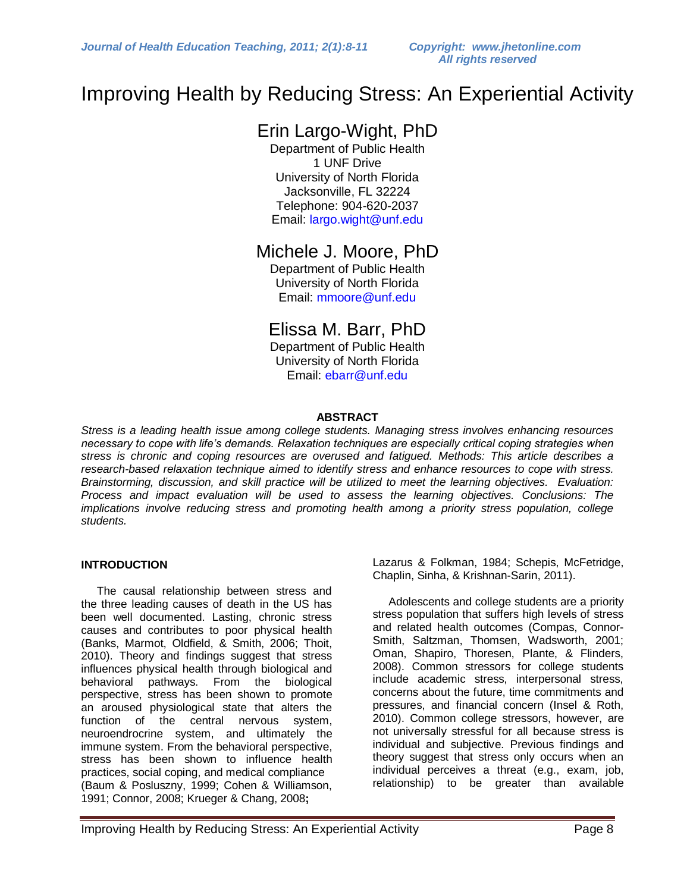# Improving Health by Reducing Stress: An Experiential Activity

## Erin Largo-Wight, PhD

Department of Public Health
1 UNF Drive
University of North Florida
Jacksonville, FL 32224
Telephone: 904-620-2037
Email: largo.wight@unf.edu

## Michele J. Moore, PhD

Department of Public Health
University of North Florida
Email: mmoore@unf.edu

## Elissa M. Barr, PhD

Department of Public Health
University of North Florida
Email: ebarr@unf.edu

**ABSTRACT**

*Stress is a leading health issue among college students. Managing stress involves enhancing resources necessary to cope with life's demands. Relaxation techniques are especially critical coping strategies when stress is chronic and coping resources are overused and fatigued. Methods: This article describes a research-based relaxation technique aimed to identify stress and enhance resources to cope with stress. Brainstorming, discussion, and skill practice will be utilized to meet the learning objectives. Evaluation: Process and impact evaluation will be used to assess the learning objectives. Conclusions: The implications involve reducing stress and promoting health among a priority stress population, college students.*

**INTRODUCTION**

The causal relationship between stress and the three leading causes of death in the US has been well documented. Lasting, chronic stress causes and contributes to poor physical health (Banks, Marmot, Oldfield, & Smith, 2006; Thoit, 2010). Theory and findings suggest that stress influences physical health through biological and behavioral pathways. From the biological perspective, stress has been shown to promote an aroused physiological state that alters the function of the central nervous system, neuroendrocrine system, and ultimately the immune system. From the behavioral perspective, stress has been shown to influence health practices, social coping, and medical compliance (Baum & Posluszny, 1999; Cohen & Williamson, 1991; Connor, 2008; Krueger & Chang, 2008**;** Lazarus & Folkman, 1984; Schepis, McFetridge, Chaplin, Sinha, & Krishnan-Sarin, 2011).

Adolescents and college students are a priority stress population that suffers high levels of stress and related health outcomes (Compas, Connor-Smith, Saltzman, Thomsen, Wadsworth, 2001; Oman, Shapiro, Thoresen, Plante, & Flinders, 2008). Common stressors for college students include academic stress, interpersonal stress, concerns about the future, time commitments and pressures, and financial concern (Insel & Roth, 2010). Common college stressors, however, are not universally stressful for all because stress is individual and subjective. Previous findings and theory suggest that stress only occurs when an individual perceives a threat (e.g., exam, job, relationship) to be greater than available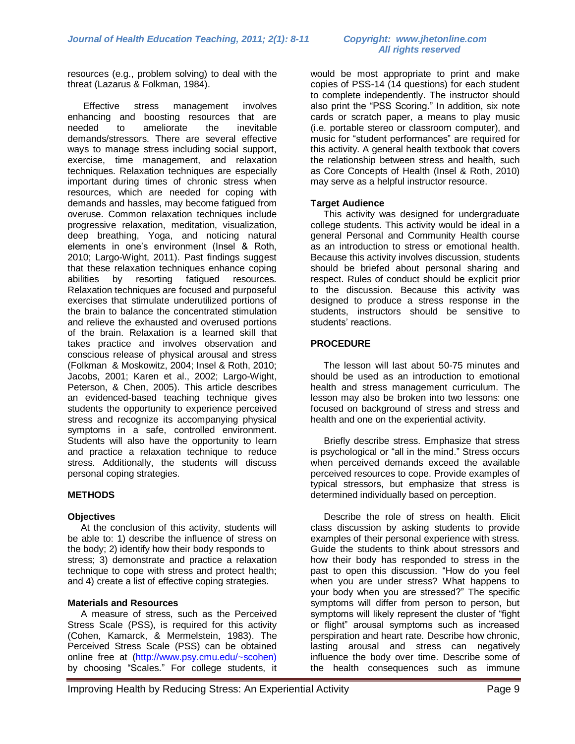resources (e.g., problem solving) to deal with the threat (Lazarus & Folkman, 1984).

Effective stress management involves enhancing and boosting resources that are needed to ameliorate the inevitable demands/stressors. There are several effective ways to manage stress including social support, exercise, time management, and relaxation techniques. Relaxation techniques are especially important during times of chronic stress when resources, which are needed for coping with demands and hassles, may become fatigued from overuse. Common relaxation techniques include progressive relaxation, meditation, visualization, deep breathing, Yoga, and noticing natural elements in one's environment (Insel & Roth, 2010; Largo-Wight, 2011). Past findings suggest that these relaxation techniques enhance coping abilities by resorting fatigued resources. Relaxation techniques are focused and purposeful exercises that stimulate underutilized portions of the brain to balance the concentrated stimulation and relieve the exhausted and overused portions of the brain. Relaxation is a learned skill that takes practice and involves observation and conscious release of physical arousal and stress (Folkman & Moskowitz, 2004; Insel & Roth, 2010; Jacobs, 2001; Karen et al., 2002; Largo-Wight, Peterson, & Chen, 2005). This article describes an evidenced-based teaching technique gives students the opportunity to experience perceived stress and recognize its accompanying physical symptoms in a safe, controlled environment. Students will also have the opportunity to learn and practice a relaxation technique to reduce stress. Additionally, the students will discuss personal coping strategies.

## METHODS

### Objectives

At the conclusion of this activity, students will be able to: 1) describe the influence of stress on the body; 2) identify how their body responds to stress; 3) demonstrate and practice a relaxation technique to cope with stress and protect health; and 4) create a list of effective coping strategies.

### Materials and Resources

A measure of stress, such as the Perceived Stress Scale (PSS), is required for this activity (Cohen, Kamarck, & Mermelstein, 1983). The Perceived Stress Scale (PSS) can be obtained online free at (http://www.psy.cmu.edu/~scohen) by choosing "Scales." For college students, it would be most appropriate to print and make copies of PSS-14 (14 questions) for each student to complete independently. The instructor should also print the "PSS Scoring." In addition, six note cards or scratch paper, a means to play music (i.e. portable stereo or classroom computer), and music for "student performances" are required for this activity. A general health textbook that covers the relationship between stress and health, such as Core Concepts of Health (Insel & Roth, 2010) may serve as a helpful instructor resource.

### Target Audience

This activity was designed for undergraduate college students. This activity would be ideal in a general Personal and Community Health course as an introduction to stress or emotional health. Because this activity involves discussion, students should be briefed about personal sharing and respect. Rules of conduct should be explicit prior to the discussion. Because this activity was designed to produce a stress response in the students, instructors should be sensitive to students' reactions.

## PROCEDURE

The lesson will last about 50-75 minutes and should be used as an introduction to emotional health and stress management curriculum. The lesson may also be broken into two lessons: one focused on background of stress and stress and health and one on the experiential activity.

Briefly describe stress. Emphasize that stress is psychological or "all in the mind." Stress occurs when perceived demands exceed the available perceived resources to cope. Provide examples of typical stressors, but emphasize that stress is determined individually based on perception.

Describe the role of stress on health. Elicit class discussion by asking students to provide examples of their personal experience with stress. Guide the students to think about stressors and how their body has responded to stress in the past to open this discussion. "How do you feel when you are under stress? What happens to your body when you are stressed?" The specific symptoms will differ from person to person, but symptoms will likely represent the cluster of "fight or flight" arousal symptoms such as increased perspiration and heart rate. Describe how chronic, lasting arousal and stress can negatively influence the body over time. Describe some of the health consequences such as immune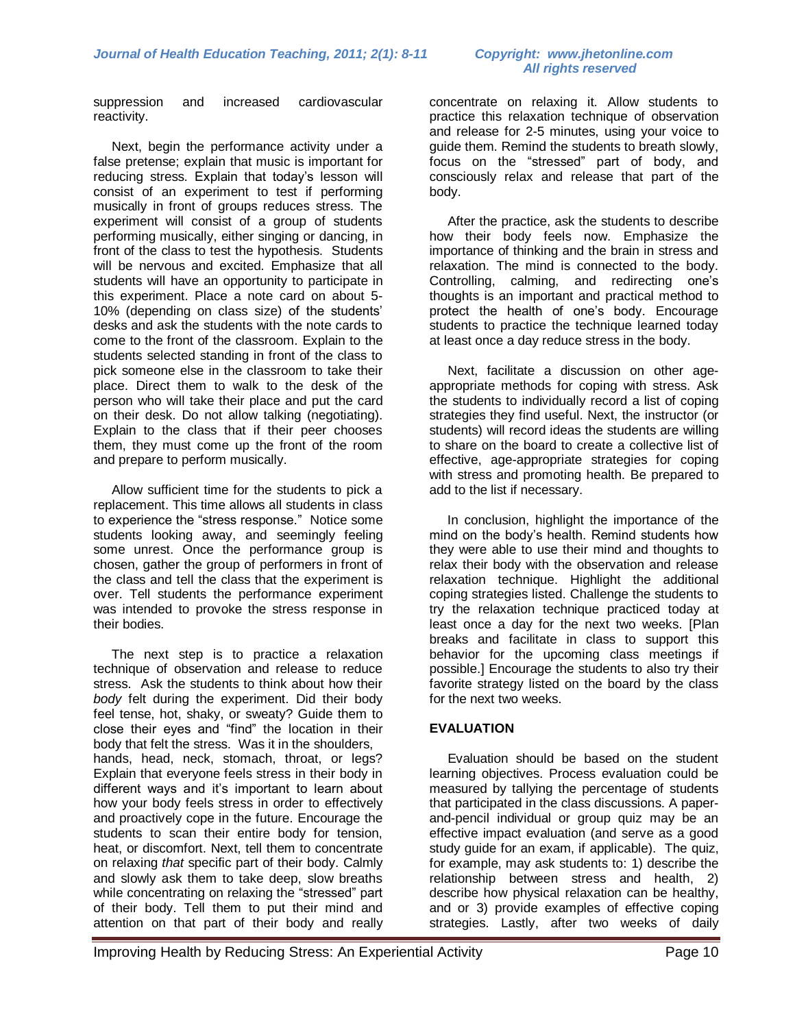suppression and increased cardiovascular reactivity.

Next, begin the performance activity under a false pretense; explain that music is important for reducing stress. Explain that today's lesson will consist of an experiment to test if performing musically in front of groups reduces stress. The experiment will consist of a group of students performing musically, either singing or dancing, in front of the class to test the hypothesis. Students will be nervous and excited. Emphasize that all students will have an opportunity to participate in this experiment. Place a note card on about 5-10% (depending on class size) of the students' desks and ask the students with the note cards to come to the front of the classroom. Explain to the students selected standing in front of the class to pick someone else in the classroom to take their place. Direct them to walk to the desk of the person who will take their place and put the card on their desk. Do not allow talking (negotiating). Explain to the class that if their peer chooses them, they must come up the front of the room and prepare to perform musically.

Allow sufficient time for the students to pick a replacement. This time allows all students in class to experience the "stress response." Notice some students looking away, and seemingly feeling some unrest. Once the performance group is chosen, gather the group of performers in front of the class and tell the class that the experiment is over. Tell students the performance experiment was intended to provoke the stress response in their bodies.

The next step is to practice a relaxation technique of observation and release to reduce stress. Ask the students to think about how their *body* felt during the experiment. Did their body feel tense, hot, shaky, or sweaty? Guide them to close their eyes and "find" the location in their body that felt the stress. Was it in the shoulders, hands, head, neck, stomach, throat, or legs? Explain that everyone feels stress in their body in different ways and it's important to learn about how your body feels stress in order to effectively and proactively cope in the future. Encourage the students to scan their entire body for tension, heat, or discomfort. Next, tell them to concentrate on relaxing *that* specific part of their body. Calmly and slowly ask them to take deep, slow breaths while concentrating on relaxing the "stressed" part of their body. Tell them to put their mind and attention on that part of their body and really concentrate on relaxing it. Allow students to practice this relaxation technique of observation and release for 2-5 minutes, using your voice to guide them. Remind the students to breath slowly, focus on the "stressed" part of body, and consciously relax and release that part of the body.

After the practice, ask the students to describe how their body feels now. Emphasize the importance of thinking and the brain in stress and relaxation. The mind is connected to the body. Controlling, calming, and redirecting one's thoughts is an important and practical method to protect the health of one's body. Encourage students to practice the technique learned today at least once a day reduce stress in the body.

Next, facilitate a discussion on other age-appropriate methods for coping with stress. Ask the students to individually record a list of coping strategies they find useful. Next, the instructor (or students) will record ideas the students are willing to share on the board to create a collective list of effective, age-appropriate strategies for coping with stress and promoting health. Be prepared to add to the list if necessary.

In conclusion, highlight the importance of the mind on the body's health. Remind students how they were able to use their mind and thoughts to relax their body with the observation and release relaxation technique. Highlight the additional coping strategies listed. Challenge the students to try the relaxation technique practiced today at least once a day for the next two weeks. [Plan breaks and facilitate in class to support this behavior for the upcoming class meetings if possible.] Encourage the students to also try their favorite strategy listed on the board by the class for the next two weeks.

## EVALUATION

Evaluation should be based on the student learning objectives. Process evaluation could be measured by tallying the percentage of students that participated in the class discussions. A paper-and-pencil individual or group quiz may be an effective impact evaluation (and serve as a good study guide for an exam, if applicable). The quiz, for example, may ask students to: 1) describe the relationship between stress and health, 2) describe how physical relaxation can be healthy, and or 3) provide examples of effective coping strategies. Lastly, after two weeks of daily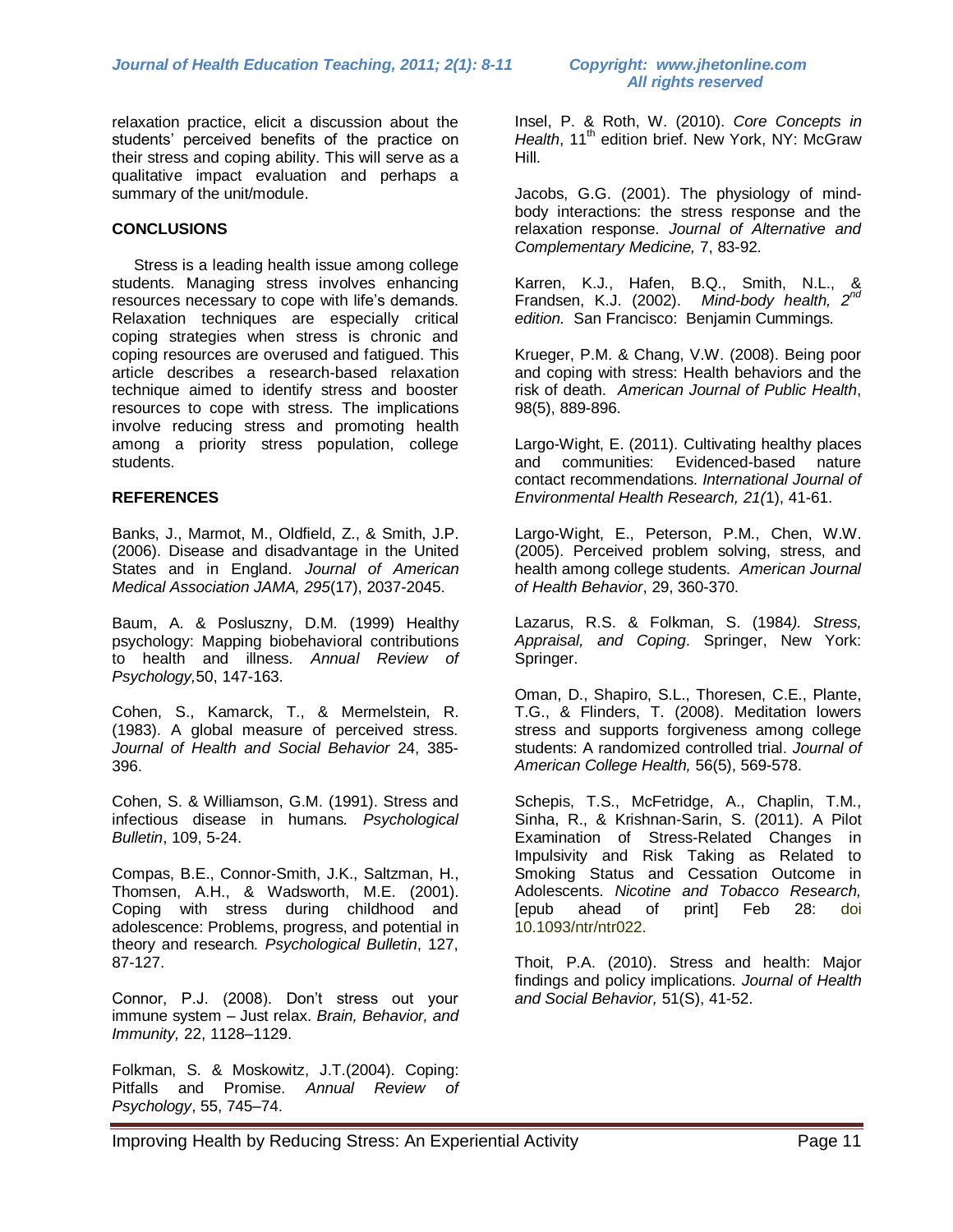relaxation practice, elicit a discussion about the students' perceived benefits of the practice on their stress and coping ability. This will serve as a qualitative impact evaluation and perhaps a summary of the unit/module.

## CONCLUSIONS

Stress is a leading health issue among college students. Managing stress involves enhancing resources necessary to cope with life's demands. Relaxation techniques are especially critical coping strategies when stress is chronic and coping resources are overused and fatigued. This article describes a research-based relaxation technique aimed to identify stress and booster resources to cope with stress. The implications involve reducing stress and promoting health among a priority stress population, college students.

## REFERENCES

Banks, J., Marmot, M., Oldfield, Z., & Smith, J.P. (2006). Disease and disadvantage in the United States and in England. *Journal of American Medical Association JAMA, 295*(17), 2037-2045.

Baum, A. & Posluszny, D.M. (1999) Healthy psychology: Mapping biobehavioral contributions to health and illness. *Annual Review of Psychology,*50, 147-163.

Cohen, S., Kamarck, T., & Mermelstein, R. (1983). A global measure of perceived stress. *Journal of Health and Social Behavior* 24, 385-396.

Cohen, S. & Williamson, G.M. (1991). Stress and infectious disease in humans. *Psychological Bulletin*, 109, 5-24.

Compas, B.E., Connor-Smith, J.K., Saltzman, H., Thomsen, A.H., & Wadsworth, M.E. (2001). Coping with stress during childhood and adolescence: Problems, progress, and potential in theory and research. *Psychological Bulletin*, 127, 87-127.

Connor, P.J. (2008). Don't stress out your immune system – Just relax. *Brain, Behavior, and Immunity,* 22, 1128–1129.

Folkman, S. & Moskowitz, J.T.(2004). Coping: Pitfalls and Promise. *Annual Review of Psychology*, 55, 745–74.

Insel, P. & Roth, W. (2010). *Core Concepts in Health*, 11th edition brief. New York, NY: McGraw Hill.

Jacobs, G.G. (2001). The physiology of mind-body interactions: the stress response and the relaxation response. *Journal of Alternative and Complementary Medicine,* 7, 83-92.

Karren, K.J., Hafen, B.Q., Smith, N.L., & Frandsen, K.J. (2002). *Mind-body health, 2nd edition.* San Francisco: Benjamin Cummings.

Krueger, P.M. & Chang, V.W. (2008). Being poor and coping with stress: Health behaviors and the risk of death. *American Journal of Public Health*, 98(5), 889-896.

Largo-Wight, E. (2011). Cultivating healthy places and communities: Evidenced-based nature contact recommendations. *International Journal of Environmental Health Research, 21(*1), 41-61.

Largo-Wight, E., Peterson, P.M., Chen, W.W. (2005). Perceived problem solving, stress, and health among college students. *American Journal of Health Behavior*, 29, 360-370.

Lazarus, R.S. & Folkman, S. (1984*). Stress, Appraisal, and Coping*. Springer, New York: Springer.

Oman, D., Shapiro, S.L., Thoresen, C.E., Plante, T.G., & Flinders, T. (2008). Meditation lowers stress and supports forgiveness among college students: A randomized controlled trial. *Journal of American College Health,* 56(5), 569-578.

Schepis, T.S., McFetridge, A., Chaplin, T.M., Sinha, R., & Krishnan-Sarin, S. (2011). A Pilot Examination of Stress-Related Changes in Impulsivity and Risk Taking as Related to Smoking Status and Cessation Outcome in Adolescents. *Nicotine and Tobacco Research,* [epub ahead of print] Feb 28: doi 10.1093/ntr/ntr022.

Thoit, P.A. (2010). Stress and health: Major findings and policy implications. *Journal of Health and Social Behavior,* 51(S), 41-52.